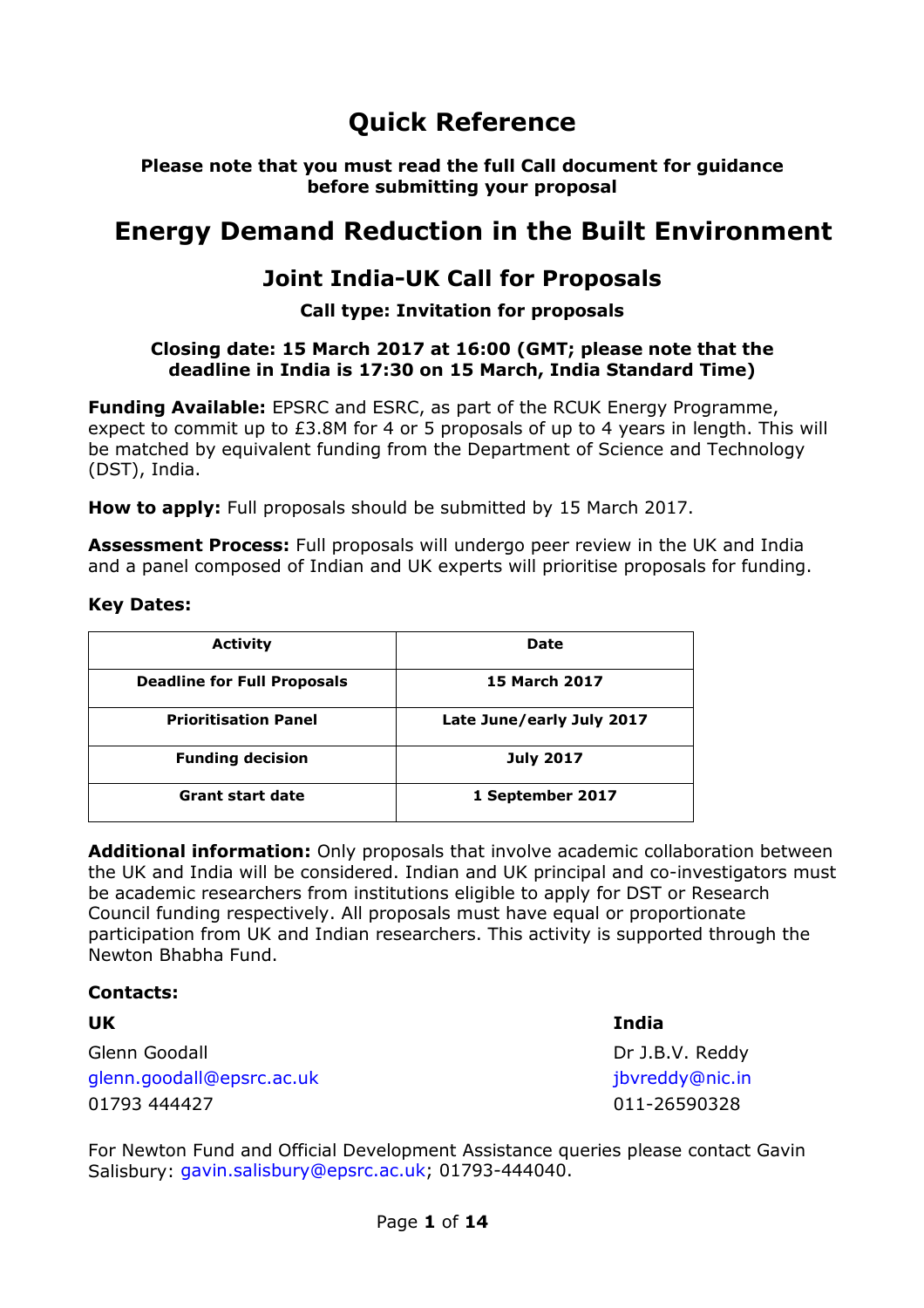# Quick Reference

**Please note that you must read the full Call document for guidance before submitting your proposal**

# Energy Demand Reduction in the Built Environment

## Joint India-UK Call for Proposals

### Call type: Invitation for proposals

**Closing date: 15 March 2017 at 16:00 (GMT; please note that the deadline in India is 17:30 on 15 March, India Standard Time)**

**Funding Available:** EPSRC and ESRC, as part of the RCUK Energy Programme, expect to commit up to £3.8M for 4 or 5 proposals of up to 4 years in length. This will be matched by equivalent funding from the Department of Science and Technology (DST), India.

**How to apply:** Full proposals should be submitted by 15 March 2017.

**Assessment Process:** Full proposals will undergo peer review in the UK and India and a panel composed of Indian and UK experts will prioritise proposals for funding.

**Key Dates:**

| Activity | Date |
|---|---|
| **Deadline for Full Proposals** | **15 March 2017** |
| **Prioritisation Panel** | **Late June/early July 2017** |
| **Funding decision** | **July 2017** |
| **Grant start date** | **1 September 2017** |

**Additional information:** Only proposals that involve academic collaboration between the UK and India will be considered. Indian and UK principal and co-investigators must be academic researchers from institutions eligible to apply for DST or Research Council funding respectively. All proposals must have equal or proportionate participation from UK and Indian researchers. This activity is supported through the Newton Bhabha Fund.

**Contacts:**

**UK**

Glenn Goodall
glenn.goodall@epsrc.ac.uk
01793 444427

**India**

Dr J.B.V. Reddy
jbvreddy@nic.in
011-26590328

For Newton Fund and Official Development Assistance queries please contact Gavin Salisbury: gavin.salisbury@epsrc.ac.uk; 01793-444040.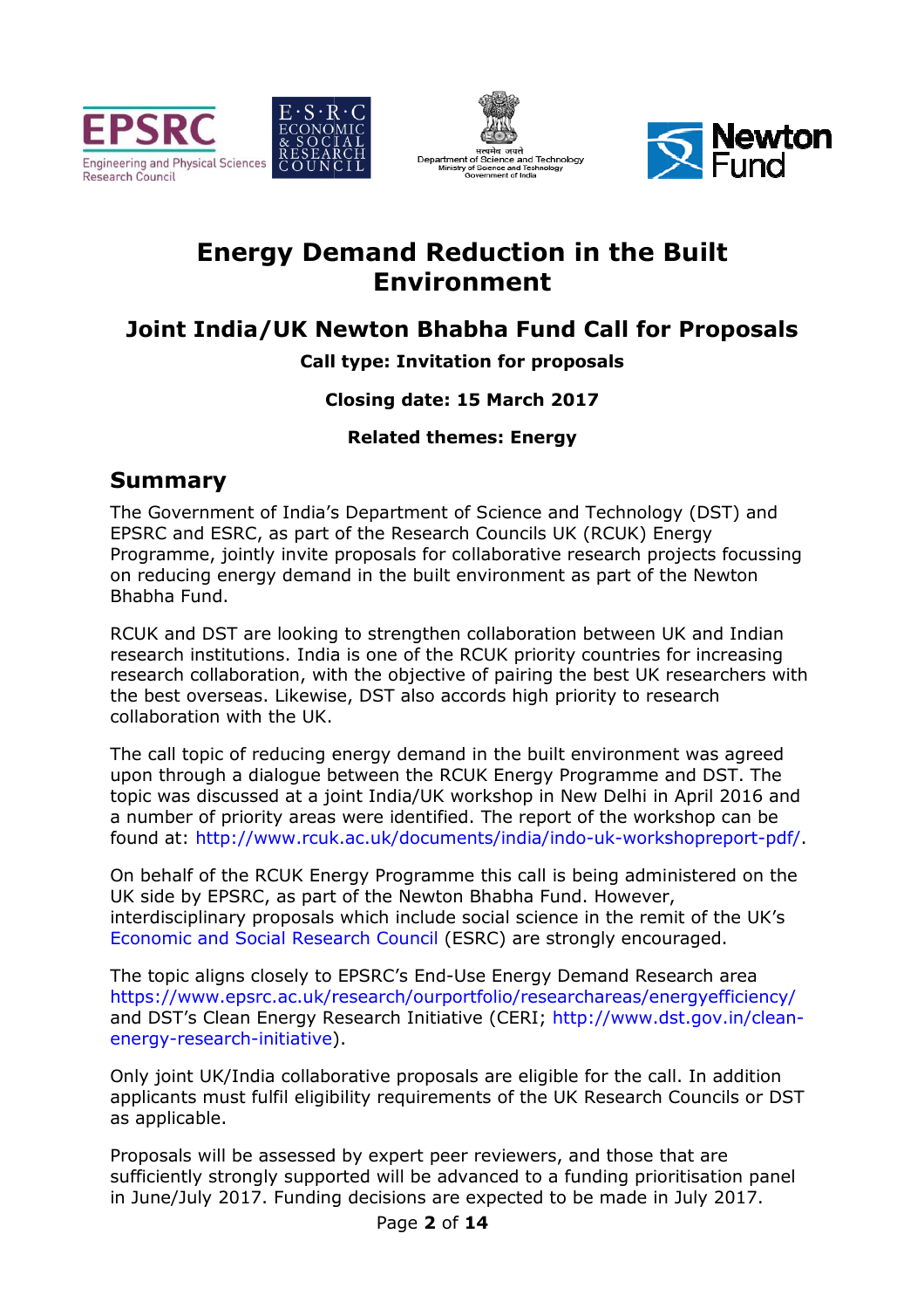# Energy Demand Reduction in the Built Environment

## Joint India/UK Newton Bhabha Fund Call for Proposals

**Call type: Invitation for proposals**

**Closing date: 15 March 2017**

**Related themes: Energy**

## Summary

The Government of India's Department of Science and Technology (DST) and EPSRC and ESRC, as part of the Research Councils UK (RCUK) Energy Programme, jointly invite proposals for collaborative research projects focussing on reducing energy demand in the built environment as part of the Newton Bhabha Fund.

RCUK and DST are looking to strengthen collaboration between UK and Indian research institutions. India is one of the RCUK priority countries for increasing research collaboration, with the objective of pairing the best UK researchers with the best overseas. Likewise, DST also accords high priority to research collaboration with the UK.

The call topic of reducing energy demand in the built environment was agreed upon through a dialogue between the RCUK Energy Programme and DST. The topic was discussed at a joint India/UK workshop in New Delhi in April 2016 and a number of priority areas were identified. The report of the workshop can be found at: http://www.rcuk.ac.uk/documents/india/indo-uk-workshopreport-pdf/.

On behalf of the RCUK Energy Programme this call is being administered on the UK side by EPSRC, as part of the Newton Bhabha Fund. However, interdisciplinary proposals which include social science in the remit of the UK's Economic and Social Research Council (ESRC) are strongly encouraged.

The topic aligns closely to EPSRC's End-Use Energy Demand Research area https://www.epsrc.ac.uk/research/ourportfolio/researchareas/energyefficiency/ and DST's Clean Energy Research Initiative (CERI; http://www.dst.gov.in/clean-energy-research-initiative).

Only joint UK/India collaborative proposals are eligible for the call. In addition applicants must fulfil eligibility requirements of the UK Research Councils or DST as applicable.

Proposals will be assessed by expert peer reviewers, and those that are sufficiently strongly supported will be advanced to a funding prioritisation panel in June/July 2017. Funding decisions are expected to be made in July 2017.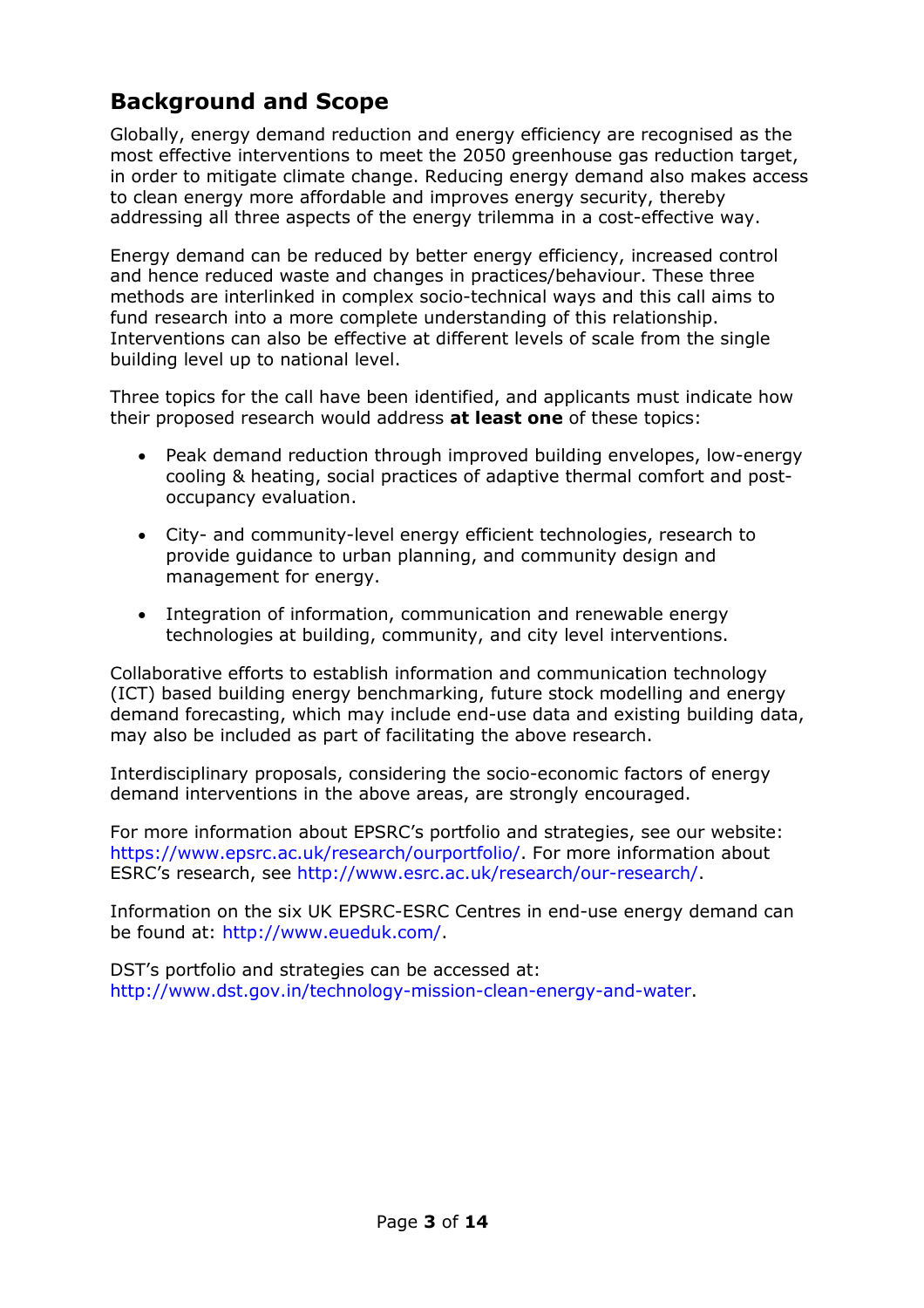## Background and Scope

Globally, energy demand reduction and energy efficiency are recognised as the most effective interventions to meet the 2050 greenhouse gas reduction target, in order to mitigate climate change. Reducing energy demand also makes access to clean energy more affordable and improves energy security, thereby addressing all three aspects of the energy trilemma in a cost-effective way.

Energy demand can be reduced by better energy efficiency, increased control and hence reduced waste and changes in practices/behaviour. These three methods are interlinked in complex socio-technical ways and this call aims to fund research into a more complete understanding of this relationship. Interventions can also be effective at different levels of scale from the single building level up to national level.

Three topics for the call have been identified, and applicants must indicate how their proposed research would address **at least one** of these topics:

- Peak demand reduction through improved building envelopes, low-energy cooling & heating, social practices of adaptive thermal comfort and post-occupancy evaluation.
- City- and community-level energy efficient technologies, research to provide guidance to urban planning, and community design and management for energy.
- Integration of information, communication and renewable energy technologies at building, community, and city level interventions.

Collaborative efforts to establish information and communication technology (ICT) based building energy benchmarking, future stock modelling and energy demand forecasting, which may include end-use data and existing building data, may also be included as part of facilitating the above research.

Interdisciplinary proposals, considering the socio-economic factors of energy demand interventions in the above areas, are strongly encouraged.

For more information about EPSRC's portfolio and strategies, see our website: https://www.epsrc.ac.uk/research/ourportfolio/. For more information about ESRC's research, see http://www.esrc.ac.uk/research/our-research/.

Information on the six UK EPSRC-ESRC Centres in end-use energy demand can be found at: http://www.eueduk.com/.

DST's portfolio and strategies can be accessed at: http://www.dst.gov.in/technology-mission-clean-energy-and-water.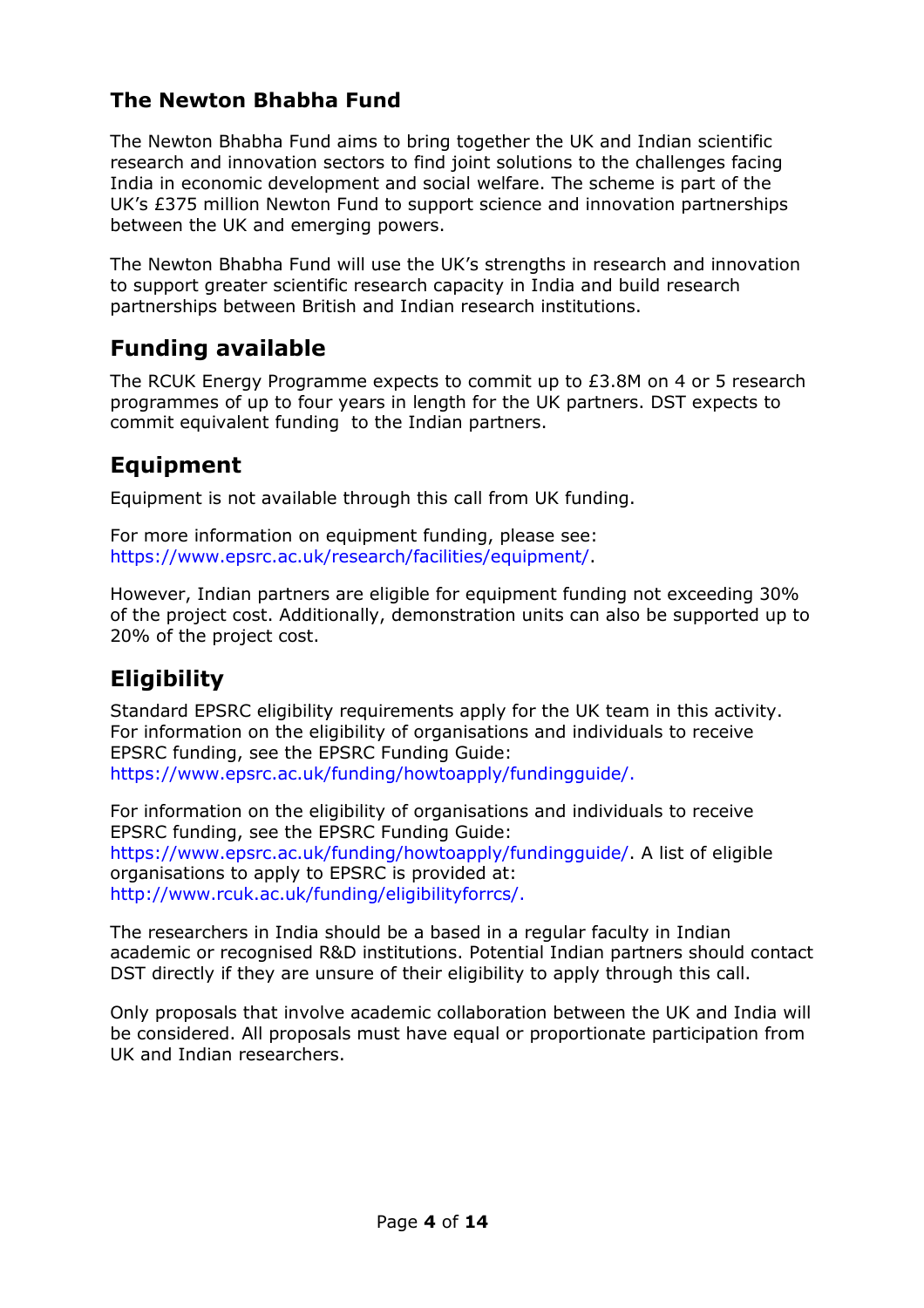## The Newton Bhabha Fund

The Newton Bhabha Fund aims to bring together the UK and Indian scientific research and innovation sectors to find joint solutions to the challenges facing India in economic development and social welfare. The scheme is part of the UK's £375 million Newton Fund to support science and innovation partnerships between the UK and emerging powers.

The Newton Bhabha Fund will use the UK's strengths in research and innovation to support greater scientific research capacity in India and build research partnerships between British and Indian research institutions.

## Funding available

The RCUK Energy Programme expects to commit up to £3.8M on 4 or 5 research programmes of up to four years in length for the UK partners. DST expects to commit equivalent funding to the Indian partners.

## Equipment

Equipment is not available through this call from UK funding.

For more information on equipment funding, please see: https://www.epsrc.ac.uk/research/facilities/equipment/.

However, Indian partners are eligible for equipment funding not exceeding 30% of the project cost. Additionally, demonstration units can also be supported up to 20% of the project cost.

## Eligibility

Standard EPSRC eligibility requirements apply for the UK team in this activity. For information on the eligibility of organisations and individuals to receive EPSRC funding, see the EPSRC Funding Guide: https://www.epsrc.ac.uk/funding/howtoapply/fundingguide/.

For information on the eligibility of organisations and individuals to receive EPSRC funding, see the EPSRC Funding Guide: https://www.epsrc.ac.uk/funding/howtoapply/fundingguide/. A list of eligible organisations to apply to EPSRC is provided at: http://www.rcuk.ac.uk/funding/eligibilityforrcs/.

The researchers in India should be a based in a regular faculty in Indian academic or recognised R&D institutions. Potential Indian partners should contact DST directly if they are unsure of their eligibility to apply through this call.

Only proposals that involve academic collaboration between the UK and India will be considered. All proposals must have equal or proportionate participation from UK and Indian researchers.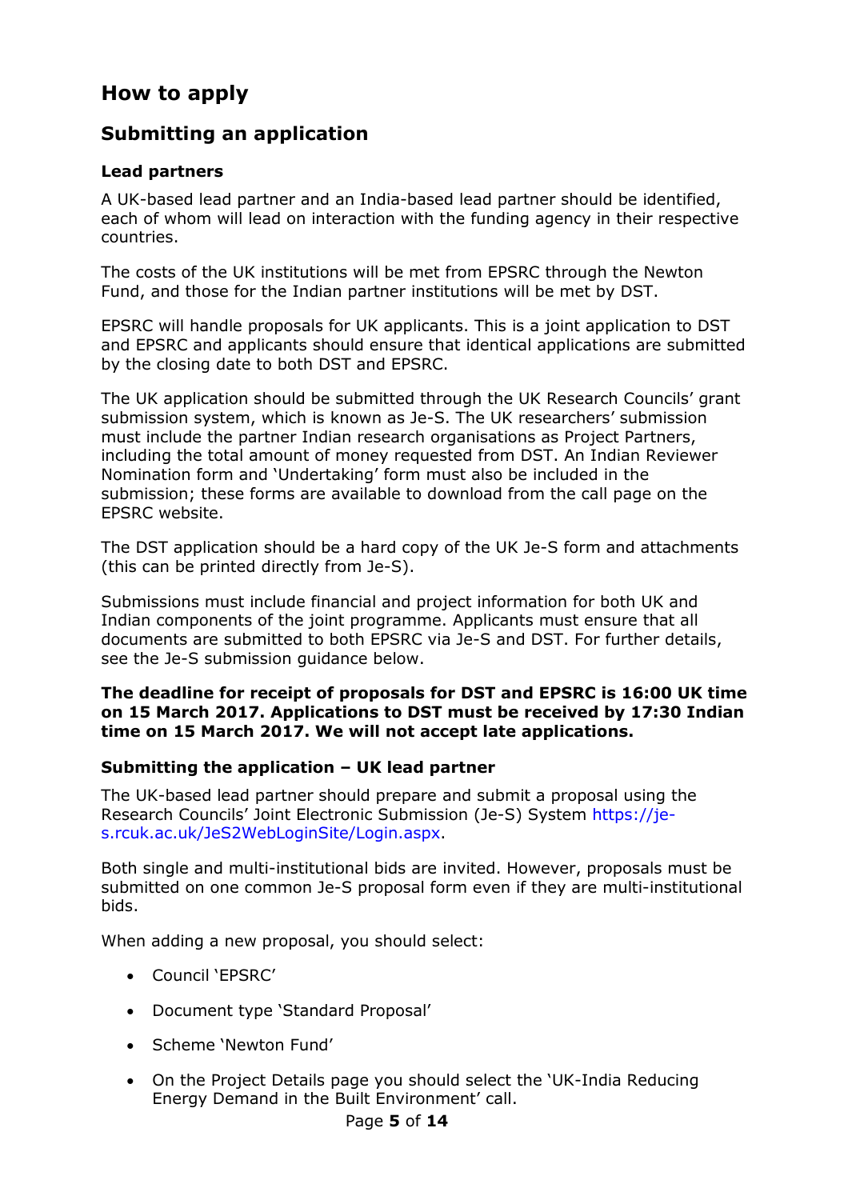## How to apply

### Submitting an application

#### Lead partners

A UK-based lead partner and an India-based lead partner should be identified, each of whom will lead on interaction with the funding agency in their respective countries.

The costs of the UK institutions will be met from EPSRC through the Newton Fund, and those for the Indian partner institutions will be met by DST.

EPSRC will handle proposals for UK applicants. This is a joint application to DST and EPSRC and applicants should ensure that identical applications are submitted by the closing date to both DST and EPSRC.

The UK application should be submitted through the UK Research Councils' grant submission system, which is known as Je-S. The UK researchers' submission must include the partner Indian research organisations as Project Partners, including the total amount of money requested from DST. An Indian Reviewer Nomination form and 'Undertaking' form must also be included in the submission; these forms are available to download from the call page on the EPSRC website.

The DST application should be a hard copy of the UK Je-S form and attachments (this can be printed directly from Je-S).

Submissions must include financial and project information for both UK and Indian components of the joint programme. Applicants must ensure that all documents are submitted to both EPSRC via Je-S and DST. For further details, see the Je-S submission guidance below.

**The deadline for receipt of proposals for DST and EPSRC is 16:00 UK time on 15 March 2017. Applications to DST must be received by 17:30 Indian time on 15 March 2017. We will not accept late applications.**

#### Submitting the application – UK lead partner

The UK-based lead partner should prepare and submit a proposal using the Research Councils' Joint Electronic Submission (Je-S) System https://je-s.rcuk.ac.uk/JeS2WebLoginSite/Login.aspx.

Both single and multi-institutional bids are invited. However, proposals must be submitted on one common Je-S proposal form even if they are multi-institutional bids.

When adding a new proposal, you should select:

- Council 'EPSRC'
- Document type 'Standard Proposal'
- Scheme 'Newton Fund'
- On the Project Details page you should select the 'UK-India Reducing Energy Demand in the Built Environment' call.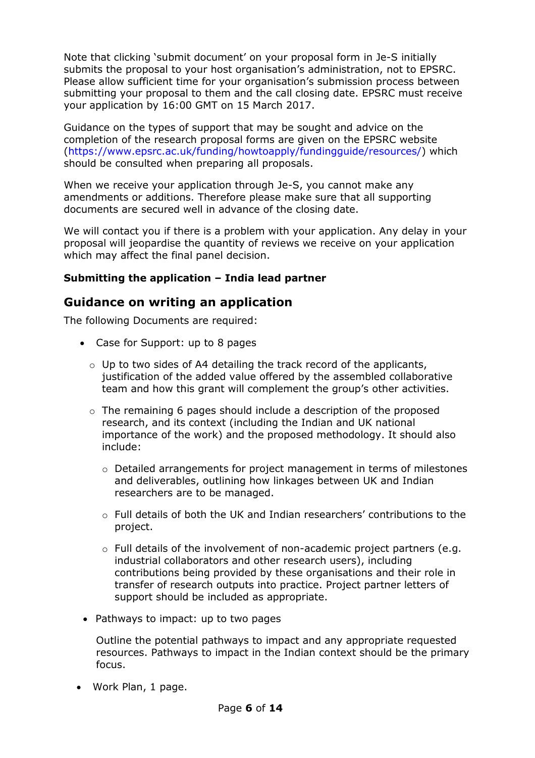Note that clicking ‘submit document’ on your proposal form in Je-S initially submits the proposal to your host organisation’s administration, not to EPSRC. Please allow sufficient time for your organisation’s submission process between submitting your proposal to them and the call closing date. EPSRC must receive your application by 16:00 GMT on 15 March 2017.

Guidance on the types of support that may be sought and advice on the completion of the research proposal forms are given on the EPSRC website (https://www.epsrc.ac.uk/funding/howtoapply/fundingguide/resources/) which should be consulted when preparing all proposals.

When we receive your application through Je-S, you cannot make any amendments or additions. Therefore please make sure that all supporting documents are secured well in advance of the closing date.

We will contact you if there is a problem with your application. Any delay in your proposal will jeopardise the quantity of reviews we receive on your application which may affect the final panel decision.

**Submitting the application – India lead partner**

## Guidance on writing an application

The following Documents are required:

- Case for Support: up to 8 pages
  - Up to two sides of A4 detailing the track record of the applicants, justification of the added value offered by the assembled collaborative team and how this grant will complement the group’s other activities.
  - The remaining 6 pages should include a description of the proposed research, and its context (including the Indian and UK national importance of the work) and the proposed methodology. It should also include:
    - Detailed arrangements for project management in terms of milestones and deliverables, outlining how linkages between UK and Indian researchers are to be managed.
    - Full details of both the UK and Indian researchers’ contributions to the project.
    - Full details of the involvement of non-academic project partners (e.g. industrial collaborators and other research users), including contributions being provided by these organisations and their role in transfer of research outputs into practice. Project partner letters of support should be included as appropriate.
- Pathways to impact: up to two pages

  Outline the potential pathways to impact and any appropriate requested resources. Pathways to impact in the Indian context should be the primary focus.

- Work Plan, 1 page.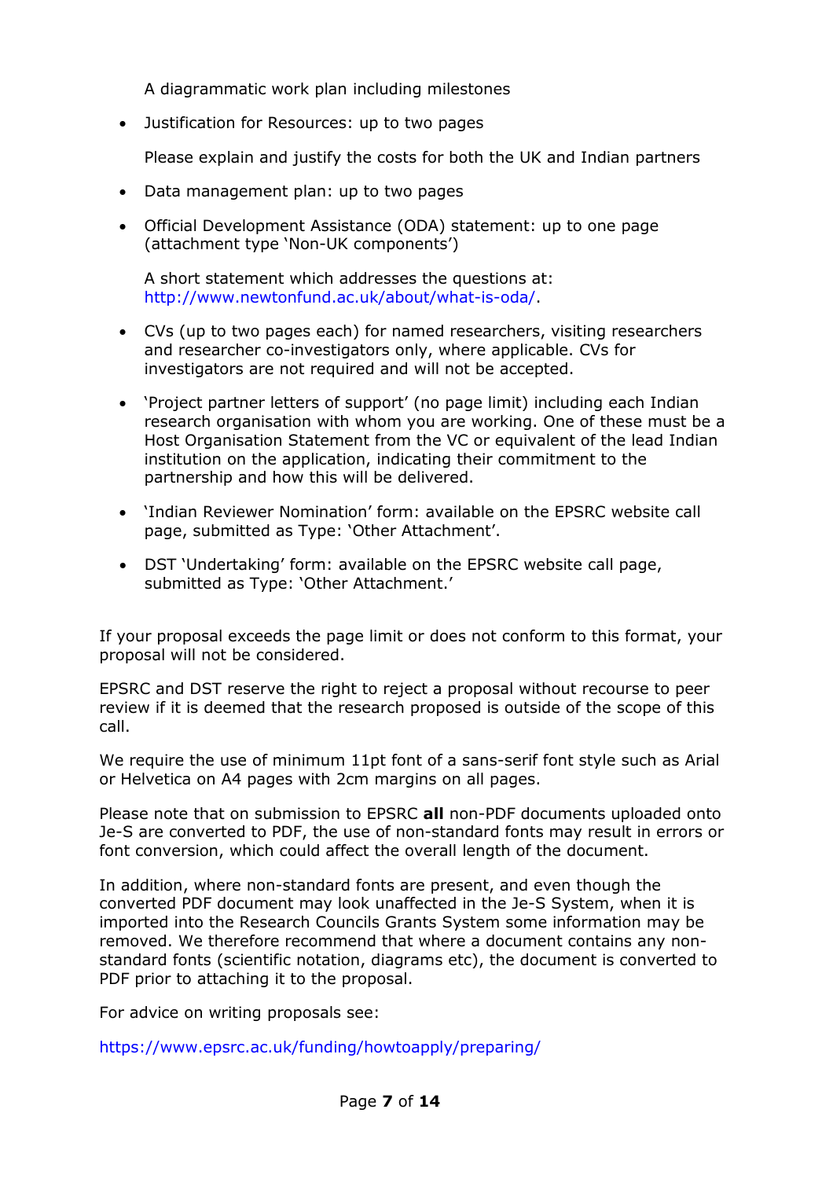A diagrammatic work plan including milestones

- Justification for Resources: up to two pages

  Please explain and justify the costs for both the UK and Indian partners

- Data management plan: up to two pages

- Official Development Assistance (ODA) statement: up to one page (attachment type 'Non-UK components')

  A short statement which addresses the questions at: http://www.newtonfund.ac.uk/about/what-is-oda/.

- CVs (up to two pages each) for named researchers, visiting researchers and researcher co-investigators only, where applicable. CVs for investigators are not required and will not be accepted.

- 'Project partner letters of support' (no page limit) including each Indian research organisation with whom you are working. One of these must be a Host Organisation Statement from the VC or equivalent of the lead Indian institution on the application, indicating their commitment to the partnership and how this will be delivered.

- 'Indian Reviewer Nomination' form: available on the EPSRC website call page, submitted as Type: 'Other Attachment'.

- DST 'Undertaking' form: available on the EPSRC website call page, submitted as Type: 'Other Attachment.'

If your proposal exceeds the page limit or does not conform to this format, your proposal will not be considered.

EPSRC and DST reserve the right to reject a proposal without recourse to peer review if it is deemed that the research proposed is outside of the scope of this call.

We require the use of minimum 11pt font of a sans-serif font style such as Arial or Helvetica on A4 pages with 2cm margins on all pages.

Please note that on submission to EPSRC **all** non-PDF documents uploaded onto Je-S are converted to PDF, the use of non-standard fonts may result in errors or font conversion, which could affect the overall length of the document.

In addition, where non-standard fonts are present, and even though the converted PDF document may look unaffected in the Je-S System, when it is imported into the Research Councils Grants System some information may be removed. We therefore recommend that where a document contains any non-standard fonts (scientific notation, diagrams etc), the document is converted to PDF prior to attaching it to the proposal.

For advice on writing proposals see:

https://www.epsrc.ac.uk/funding/howtoapply/preparing/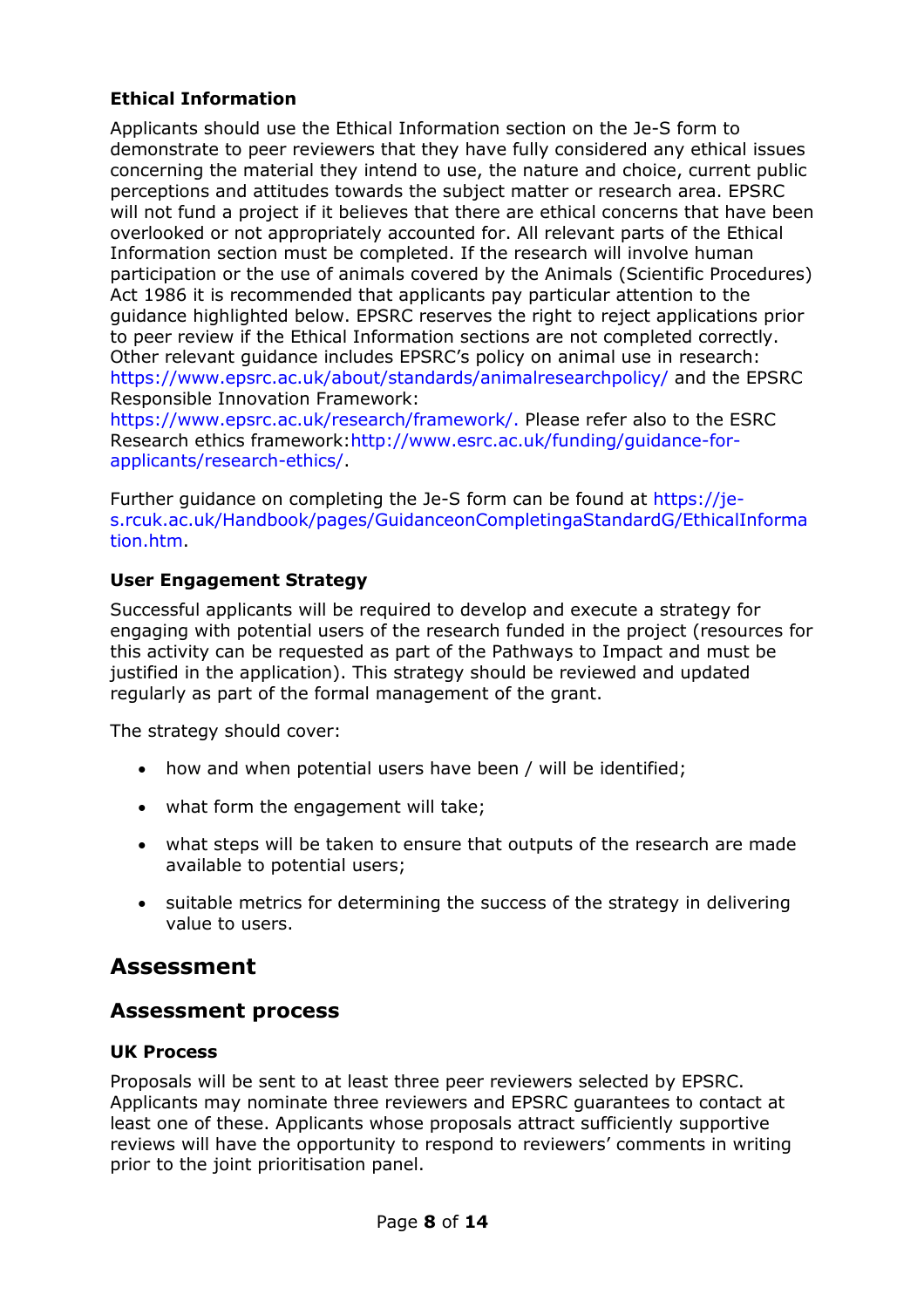### Ethical Information

Applicants should use the Ethical Information section on the Je-S form to demonstrate to peer reviewers that they have fully considered any ethical issues concerning the material they intend to use, the nature and choice, current public perceptions and attitudes towards the subject matter or research area. EPSRC will not fund a project if it believes that there are ethical concerns that have been overlooked or not appropriately accounted for. All relevant parts of the Ethical Information section must be completed. If the research will involve human participation or the use of animals covered by the Animals (Scientific Procedures) Act 1986 it is recommended that applicants pay particular attention to the guidance highlighted below. EPSRC reserves the right to reject applications prior to peer review if the Ethical Information sections are not completed correctly. Other relevant guidance includes EPSRC's policy on animal use in research: https://www.epsrc.ac.uk/about/standards/animalresearchpolicy/ and the EPSRC Responsible Innovation Framework: https://www.epsrc.ac.uk/research/framework/. Please refer also to the ESRC Research ethics framework: http://www.esrc.ac.uk/funding/guidance-for-applicants/research-ethics/.

Further guidance on completing the Je-S form can be found at https://je-s.rcuk.ac.uk/Handbook/pages/GuidanceonCompletingaStandardG/EthicalInformation.htm.

### User Engagement Strategy

Successful applicants will be required to develop and execute a strategy for engaging with potential users of the research funded in the project (resources for this activity can be requested as part of the Pathways to Impact and must be justified in the application). This strategy should be reviewed and updated regularly as part of the formal management of the grant.

The strategy should cover:

- how and when potential users have been / will be identified;
- what form the engagement will take;
- what steps will be taken to ensure that outputs of the research are made available to potential users;
- suitable metrics for determining the success of the strategy in delivering value to users.

# Assessment

## Assessment process

### UK Process

Proposals will be sent to at least three peer reviewers selected by EPSRC. Applicants may nominate three reviewers and EPSRC guarantees to contact at least one of these. Applicants whose proposals attract sufficiently supportive reviews will have the opportunity to respond to reviewers' comments in writing prior to the joint prioritisation panel.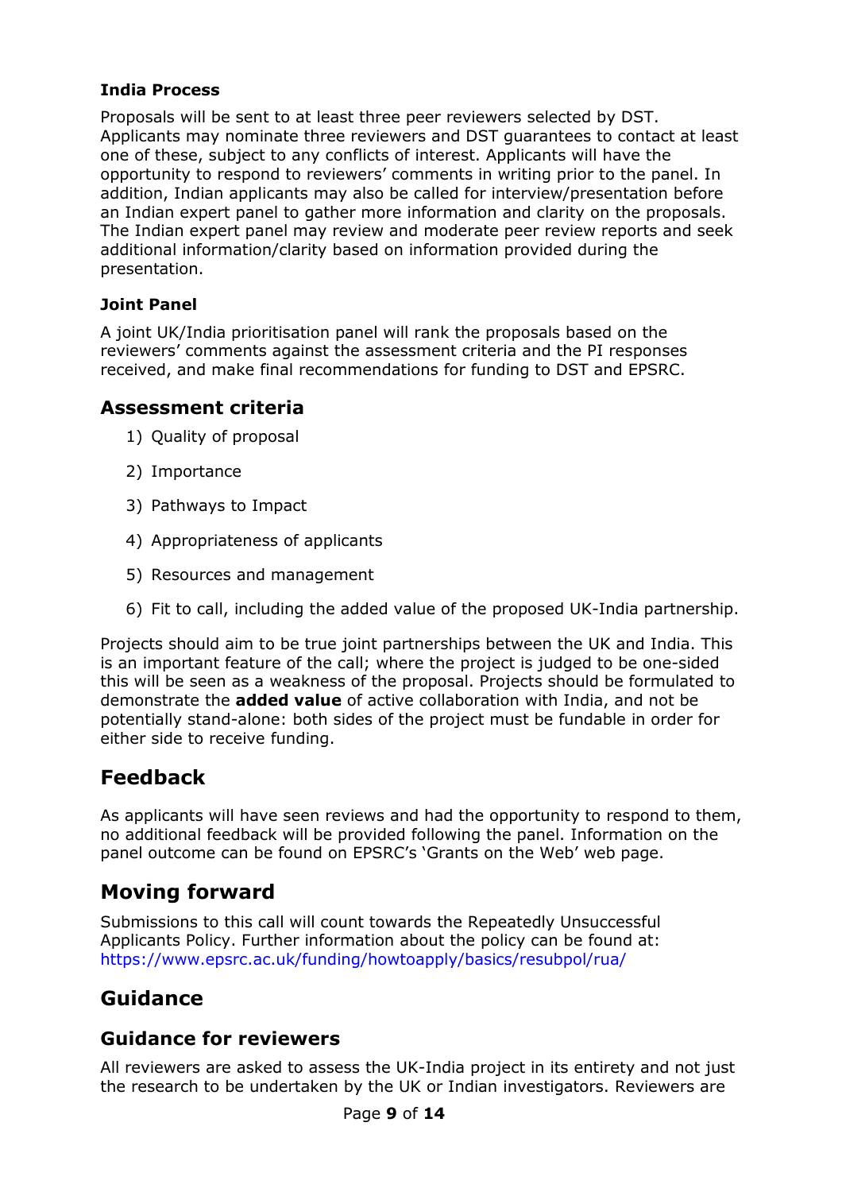### India Process

Proposals will be sent to at least three peer reviewers selected by DST. Applicants may nominate three reviewers and DST guarantees to contact at least one of these, subject to any conflicts of interest. Applicants will have the opportunity to respond to reviewers' comments in writing prior to the panel. In addition, Indian applicants may also be called for interview/presentation before an Indian expert panel to gather more information and clarity on the proposals. The Indian expert panel may review and moderate peer review reports and seek additional information/clarity based on information provided during the presentation.

### Joint Panel

A joint UK/India prioritisation panel will rank the proposals based on the reviewers' comments against the assessment criteria and the PI responses received, and make final recommendations for funding to DST and EPSRC.

## Assessment criteria

1) Quality of proposal
2) Importance
3) Pathways to Impact
4) Appropriateness of applicants
5) Resources and management
6) Fit to call, including the added value of the proposed UK-India partnership.

Projects should aim to be true joint partnerships between the UK and India. This is an important feature of the call; where the project is judged to be one-sided this will be seen as a weakness of the proposal. Projects should be formulated to demonstrate the **added value** of active collaboration with India, and not be potentially stand-alone: both sides of the project must be fundable in order for either side to receive funding.

# Feedback

As applicants will have seen reviews and had the opportunity to respond to them, no additional feedback will be provided following the panel. Information on the panel outcome can be found on EPSRC's 'Grants on the Web' web page.

# Moving forward

Submissions to this call will count towards the Repeatedly Unsuccessful Applicants Policy. Further information about the policy can be found at: https://www.epsrc.ac.uk/funding/howtoapply/basics/resubpol/rua/

# Guidance

## Guidance for reviewers

All reviewers are asked to assess the UK-India project in its entirety and not just the research to be undertaken by the UK or Indian investigators. Reviewers are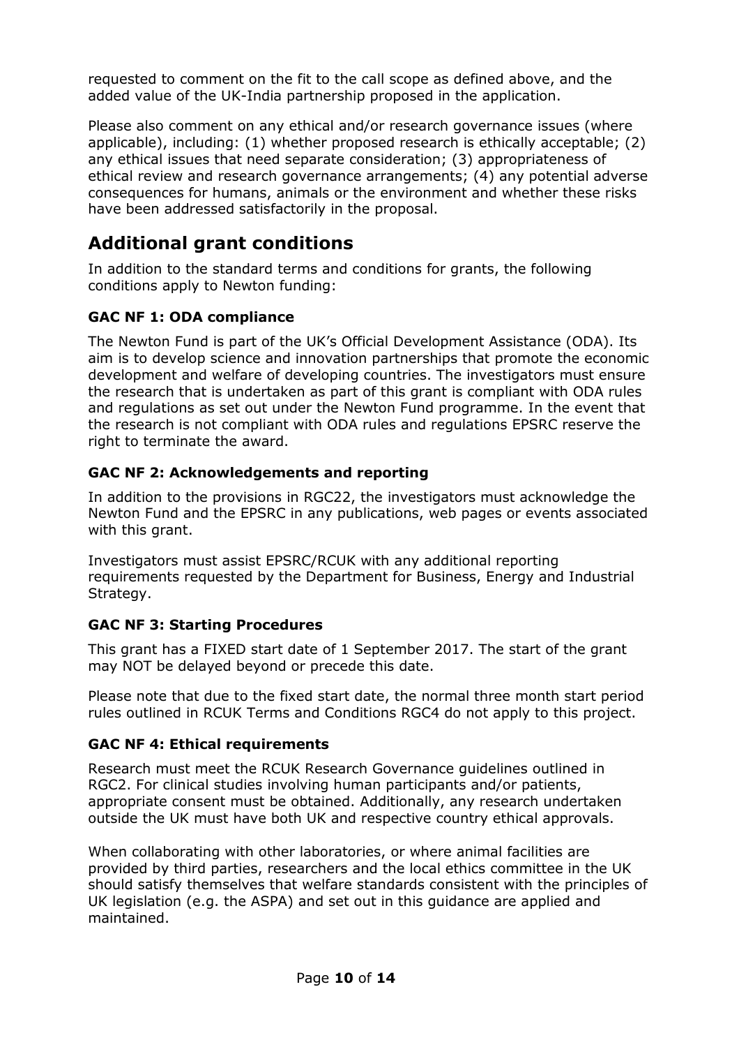requested to comment on the fit to the call scope as defined above, and the added value of the UK-India partnership proposed in the application.

Please also comment on any ethical and/or research governance issues (where applicable), including: (1) whether proposed research is ethically acceptable; (2) any ethical issues that need separate consideration; (3) appropriateness of ethical review and research governance arrangements; (4) any potential adverse consequences for humans, animals or the environment and whether these risks have been addressed satisfactorily in the proposal.

## Additional grant conditions

In addition to the standard terms and conditions for grants, the following conditions apply to Newton funding:

### GAC NF 1: ODA compliance

The Newton Fund is part of the UK's Official Development Assistance (ODA). Its aim is to develop science and innovation partnerships that promote the economic development and welfare of developing countries. The investigators must ensure the research that is undertaken as part of this grant is compliant with ODA rules and regulations as set out under the Newton Fund programme. In the event that the research is not compliant with ODA rules and regulations EPSRC reserve the right to terminate the award.

### GAC NF 2: Acknowledgements and reporting

In addition to the provisions in RGC22, the investigators must acknowledge the Newton Fund and the EPSRC in any publications, web pages or events associated with this grant.

Investigators must assist EPSRC/RCUK with any additional reporting requirements requested by the Department for Business, Energy and Industrial Strategy.

### GAC NF 3: Starting Procedures

This grant has a FIXED start date of 1 September 2017. The start of the grant may NOT be delayed beyond or precede this date.

Please note that due to the fixed start date, the normal three month start period rules outlined in RCUK Terms and Conditions RGC4 do not apply to this project.

### GAC NF 4: Ethical requirements

Research must meet the RCUK Research Governance guidelines outlined in RGC2. For clinical studies involving human participants and/or patients, appropriate consent must be obtained. Additionally, any research undertaken outside the UK must have both UK and respective country ethical approvals.

When collaborating with other laboratories, or where animal facilities are provided by third parties, researchers and the local ethics committee in the UK should satisfy themselves that welfare standards consistent with the principles of UK legislation (e.g. the ASPA) and set out in this guidance are applied and maintained.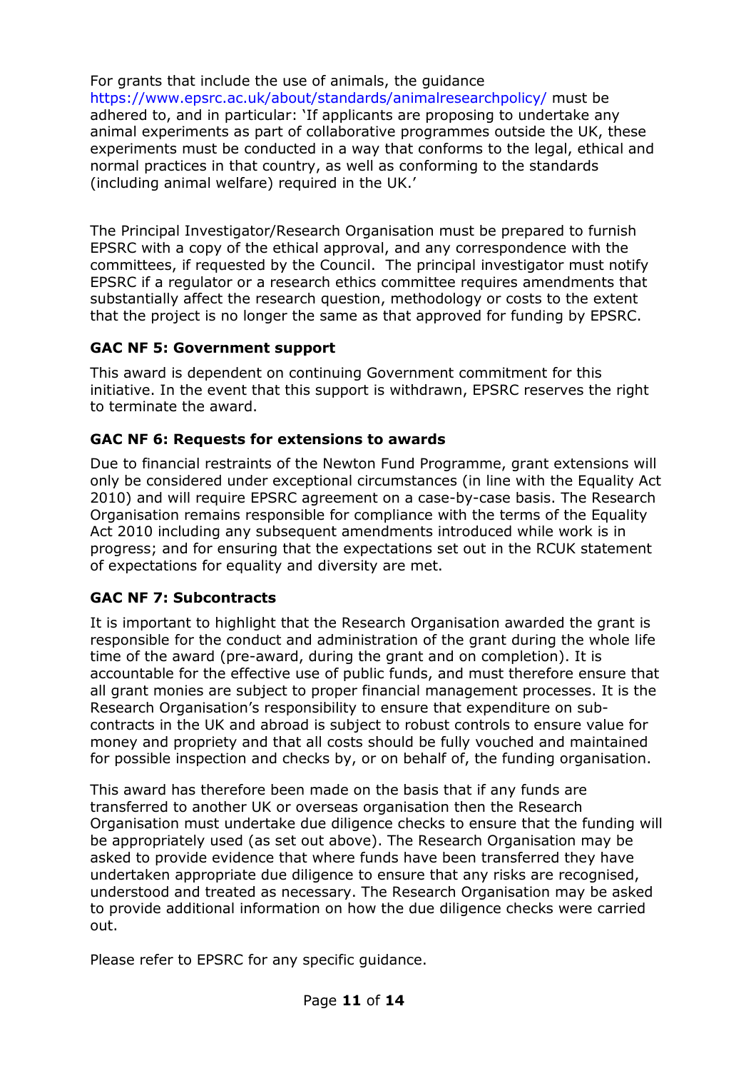For grants that include the use of animals, the guidance https://www.epsrc.ac.uk/about/standards/animalresearchpolicy/ must be adhered to, and in particular: 'If applicants are proposing to undertake any animal experiments as part of collaborative programmes outside the UK, these experiments must be conducted in a way that conforms to the legal, ethical and normal practices in that country, as well as conforming to the standards (including animal welfare) required in the UK.'

The Principal Investigator/Research Organisation must be prepared to furnish EPSRC with a copy of the ethical approval, and any correspondence with the committees, if requested by the Council. The principal investigator must notify EPSRC if a regulator or a research ethics committee requires amendments that substantially affect the research question, methodology or costs to the extent that the project is no longer the same as that approved for funding by EPSRC.

### GAC NF 5: Government support

This award is dependent on continuing Government commitment for this initiative. In the event that this support is withdrawn, EPSRC reserves the right to terminate the award.

### GAC NF 6: Requests for extensions to awards

Due to financial restraints of the Newton Fund Programme, grant extensions will only be considered under exceptional circumstances (in line with the Equality Act 2010) and will require EPSRC agreement on a case-by-case basis. The Research Organisation remains responsible for compliance with the terms of the Equality Act 2010 including any subsequent amendments introduced while work is in progress; and for ensuring that the expectations set out in the RCUK statement of expectations for equality and diversity are met.

### GAC NF 7: Subcontracts

It is important to highlight that the Research Organisation awarded the grant is responsible for the conduct and administration of the grant during the whole life time of the award (pre-award, during the grant and on completion). It is accountable for the effective use of public funds, and must therefore ensure that all grant monies are subject to proper financial management processes. It is the Research Organisation's responsibility to ensure that expenditure on sub-contracts in the UK and abroad is subject to robust controls to ensure value for money and propriety and that all costs should be fully vouched and maintained for possible inspection and checks by, or on behalf of, the funding organisation.

This award has therefore been made on the basis that if any funds are transferred to another UK or overseas organisation then the Research Organisation must undertake due diligence checks to ensure that the funding will be appropriately used (as set out above). The Research Organisation may be asked to provide evidence that where funds have been transferred they have undertaken appropriate due diligence to ensure that any risks are recognised, understood and treated as necessary. The Research Organisation may be asked to provide additional information on how the due diligence checks were carried out.

Please refer to EPSRC for any specific guidance.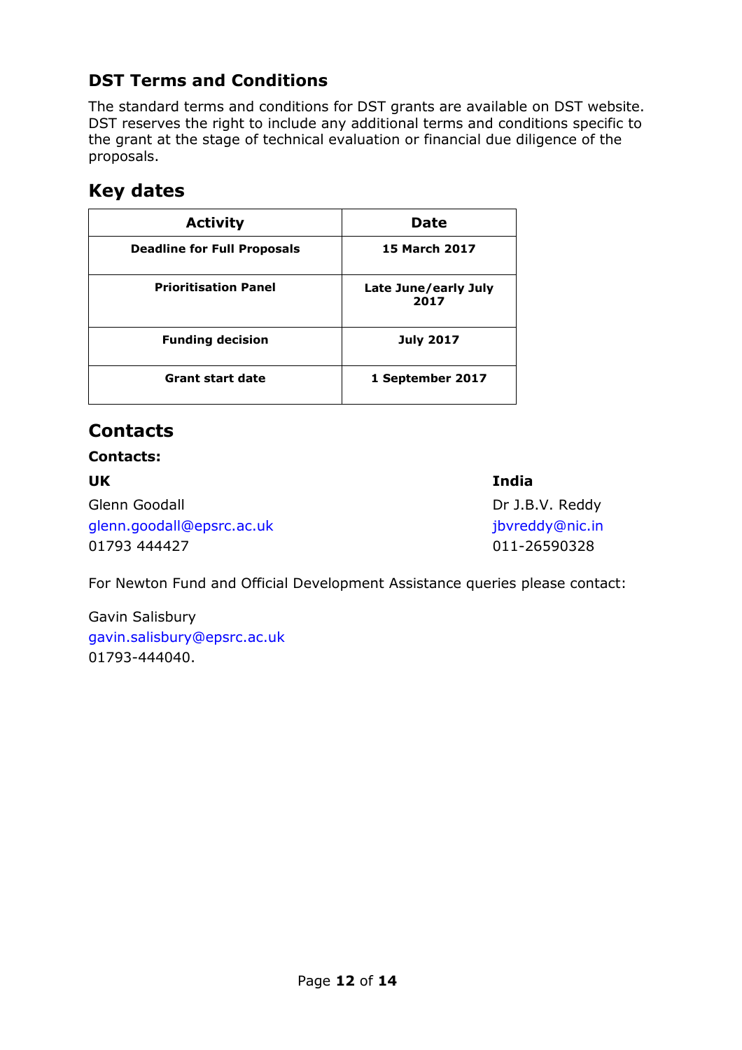## DST Terms and Conditions

The standard terms and conditions for DST grants are available on DST website. DST reserves the right to include any additional terms and conditions specific to the grant at the stage of technical evaluation or financial due diligence of the proposals.

## Key dates

| Activity | Date |
|---|---|
| **Deadline for Full Proposals** | **15 March 2017** |
| **Prioritisation Panel** | **Late June/early July 2017** |
| **Funding decision** | **July 2017** |
| **Grant start date** | **1 September 2017** |

## Contacts

**Contacts:**

**UK**

Glenn Goodall
glenn.goodall@epsrc.ac.uk
01793 444427

**India**

Dr J.B.V. Reddy
jbvreddy@nic.in
011-26590328

For Newton Fund and Official Development Assistance queries please contact:

Gavin Salisbury
gavin.salisbury@epsrc.ac.uk
01793-444040.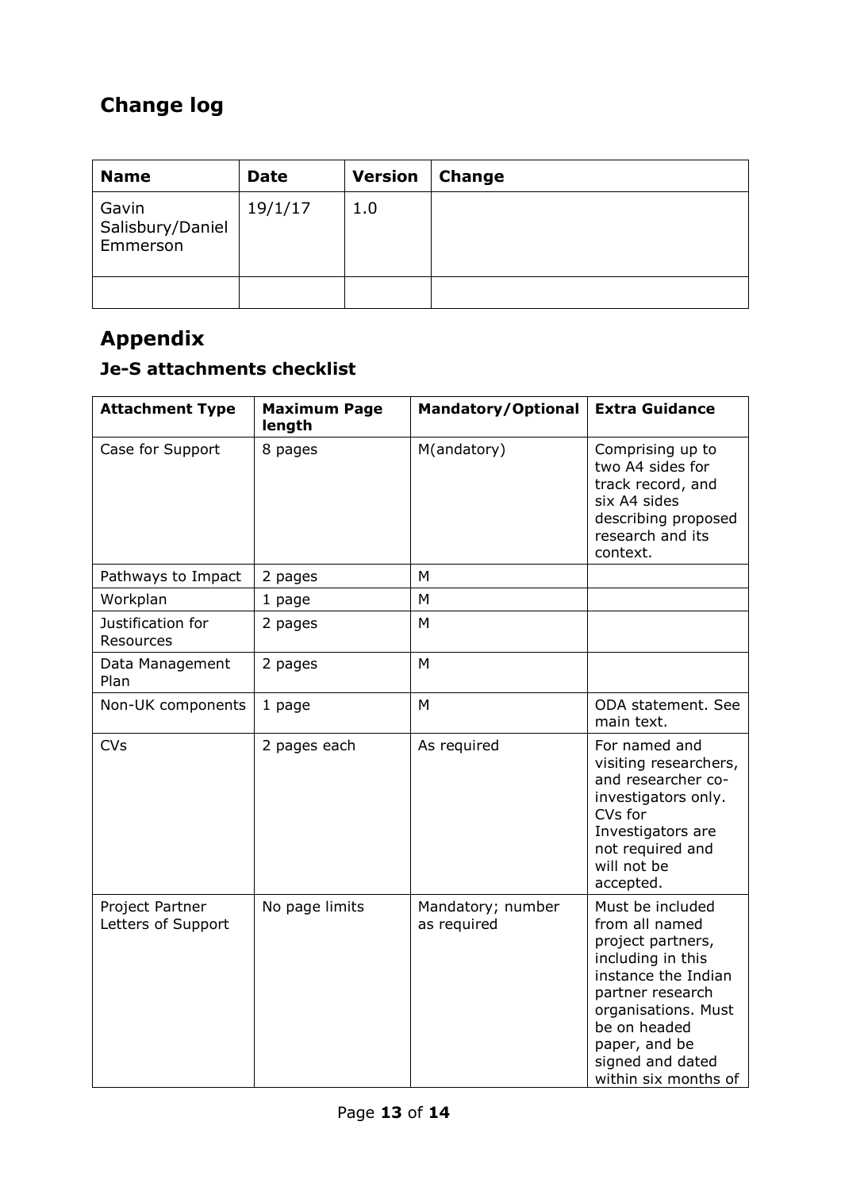## Change log

| Name | Date | Version | Change |
|---|---|---|---|
| Gavin Salisbury/Daniel Emmerson | 19/1/17 | 1.0 | |
| | | | |

## Appendix

### Je-S attachments checklist

| Attachment Type | Maximum Page length | Mandatory/Optional | Extra Guidance |
|---|---|---|---|
| Case for Support | 8 pages | M(andatory) | Comprising up to two A4 sides for track record, and six A4 sides describing proposed research and its context. |
| Pathways to Impact | 2 pages | M | |
| Workplan | 1 page | M | |
| Justification for Resources | 2 pages | M | |
| Data Management Plan | 2 pages | M | |
| Non-UK components | 1 page | M | ODA statement. See main text. |
| CVs | 2 pages each | As required | For named and visiting researchers, and researcher co-investigators only. CVs for Investigators are not required and will not be accepted. |
| Project Partner Letters of Support | No page limits | Mandatory; number as required | Must be included from all named project partners, including in this instance the Indian partner research organisations. Must be on headed paper, and be signed and dated within six months of |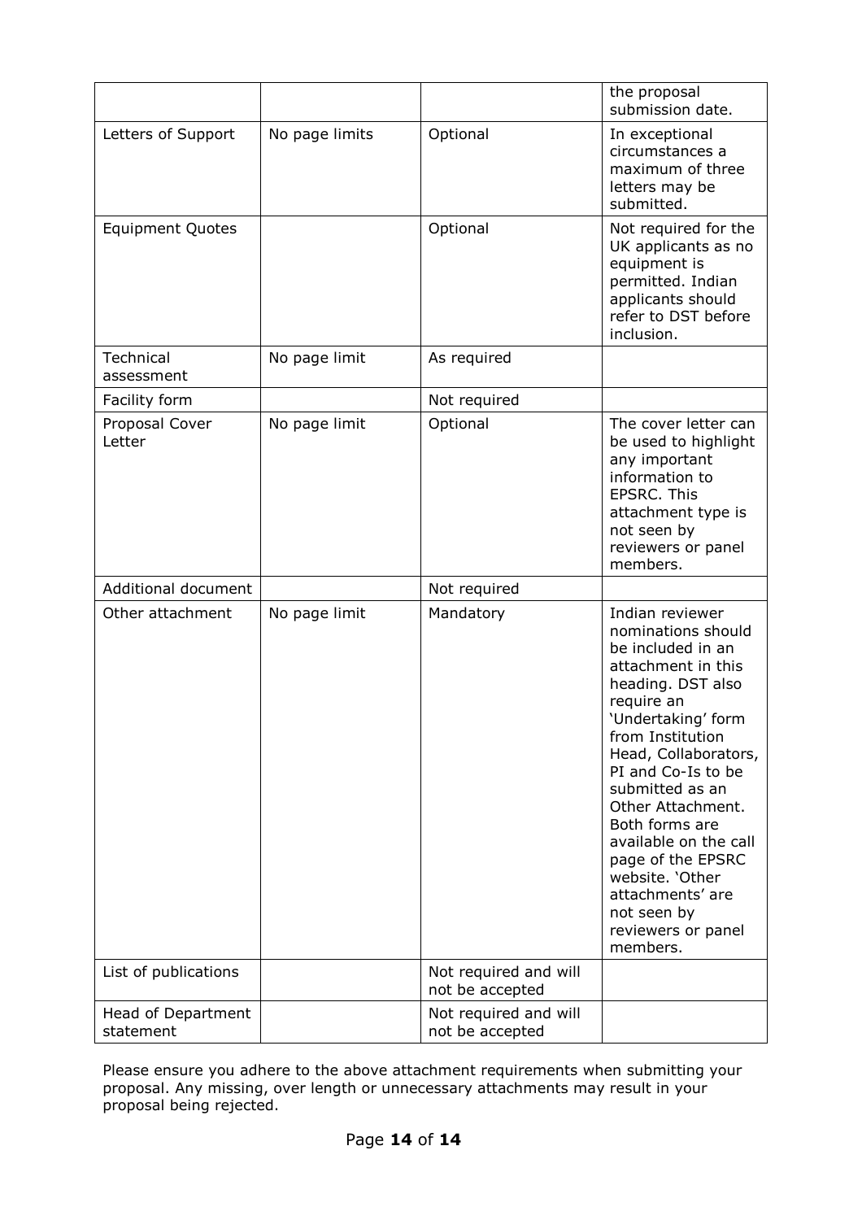| | | | |
|---|---|---|---|
| | | | the proposal submission date. |
| Letters of Support | No page limits | Optional | In exceptional circumstances a maximum of three letters may be submitted. |
| Equipment Quotes | | Optional | Not required for the UK applicants as no equipment is permitted. Indian applicants should refer to DST before inclusion. |
| Technical assessment | No page limit | As required | |
| Facility form | | Not required | |
| Proposal Cover Letter | No page limit | Optional | The cover letter can be used to highlight any important information to EPSRC. This attachment type is not seen by reviewers or panel members. |
| Additional document | | Not required | |
| Other attachment | No page limit | Mandatory | Indian reviewer nominations should be included in an attachment in this heading. DST also require an 'Undertaking' form from Institution Head, Collaborators, PI and Co-Is to be submitted as an Other Attachment. Both forms are available on the call page of the EPSRC website. 'Other attachments' are not seen by reviewers or panel members. |
| List of publications | | Not required and will not be accepted | |
| Head of Department statement | | Not required and will not be accepted | |

Please ensure you adhere to the above attachment requirements when submitting your proposal. Any missing, over length or unnecessary attachments may result in your proposal being rejected.